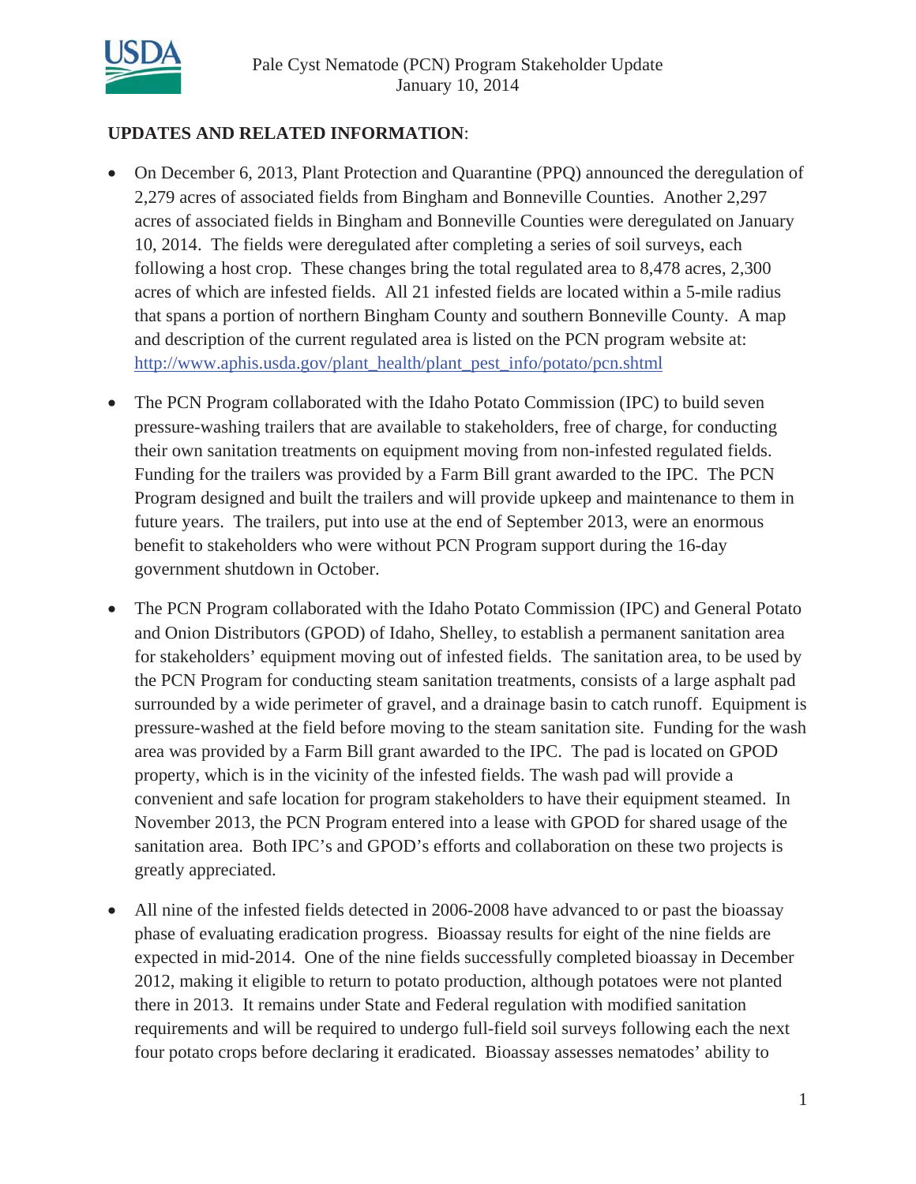Pale Cyst Nematode (PCN) Program Stakeholder Update
January 10, 2014

**UPDATES AND RELATED INFORMATION**:

- On December 6, 2013, Plant Protection and Quarantine (PPQ) announced the deregulation of 2,279 acres of associated fields from Bingham and Bonneville Counties. Another 2,297 acres of associated fields in Bingham and Bonneville Counties were deregulated on January 10, 2014. The fields were deregulated after completing a series of soil surveys, each following a host crop. These changes bring the total regulated area to 8,478 acres, 2,300 acres of which are infested fields. All 21 infested fields are located within a 5-mile radius that spans a portion of northern Bingham County and southern Bonneville County. A map and description of the current regulated area is listed on the PCN program website at: http://www.aphis.usda.gov/plant_health/plant_pest_info/potato/pcn.shtml

- The PCN Program collaborated with the Idaho Potato Commission (IPC) to build seven pressure-washing trailers that are available to stakeholders, free of charge, for conducting their own sanitation treatments on equipment moving from non-infested regulated fields. Funding for the trailers was provided by a Farm Bill grant awarded to the IPC. The PCN Program designed and built the trailers and will provide upkeep and maintenance to them in future years. The trailers, put into use at the end of September 2013, were an enormous benefit to stakeholders who were without PCN Program support during the 16-day government shutdown in October.

- The PCN Program collaborated with the Idaho Potato Commission (IPC) and General Potato and Onion Distributors (GPOD) of Idaho, Shelley, to establish a permanent sanitation area for stakeholders' equipment moving out of infested fields. The sanitation area, to be used by the PCN Program for conducting steam sanitation treatments, consists of a large asphalt pad surrounded by a wide perimeter of gravel, and a drainage basin to catch runoff. Equipment is pressure-washed at the field before moving to the steam sanitation site. Funding for the wash area was provided by a Farm Bill grant awarded to the IPC. The pad is located on GPOD property, which is in the vicinity of the infested fields. The wash pad will provide a convenient and safe location for program stakeholders to have their equipment steamed. In November 2013, the PCN Program entered into a lease with GPOD for shared usage of the sanitation area. Both IPC's and GPOD's efforts and collaboration on these two projects is greatly appreciated.

- All nine of the infested fields detected in 2006-2008 have advanced to or past the bioassay phase of evaluating eradication progress. Bioassay results for eight of the nine fields are expected in mid-2014. One of the nine fields successfully completed bioassay in December 2012, making it eligible to return to potato production, although potatoes were not planted there in 2013. It remains under State and Federal regulation with modified sanitation requirements and will be required to undergo full-field soil surveys following each the next four potato crops before declaring it eradicated. Bioassay assesses nematodes' ability to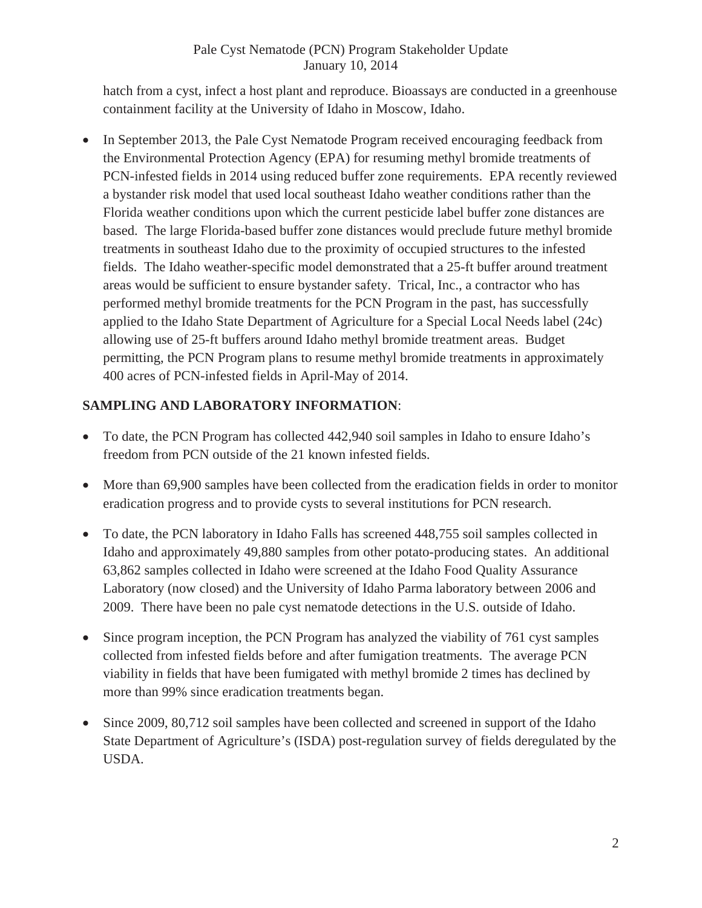hatch from a cyst, infect a host plant and reproduce. Bioassays are conducted in a greenhouse containment facility at the University of Idaho in Moscow, Idaho.

- In September 2013, the Pale Cyst Nematode Program received encouraging feedback from the Environmental Protection Agency (EPA) for resuming methyl bromide treatments of PCN-infested fields in 2014 using reduced buffer zone requirements. EPA recently reviewed a bystander risk model that used local southeast Idaho weather conditions rather than the Florida weather conditions upon which the current pesticide label buffer zone distances are based. The large Florida-based buffer zone distances would preclude future methyl bromide treatments in southeast Idaho due to the proximity of occupied structures to the infested fields. The Idaho weather-specific model demonstrated that a 25-ft buffer around treatment areas would be sufficient to ensure bystander safety. Trical, Inc., a contractor who has performed methyl bromide treatments for the PCN Program in the past, has successfully applied to the Idaho State Department of Agriculture for a Special Local Needs label (24c) allowing use of 25-ft buffers around Idaho methyl bromide treatment areas. Budget permitting, the PCN Program plans to resume methyl bromide treatments in approximately 400 acres of PCN-infested fields in April-May of 2014.

**SAMPLING AND LABORATORY INFORMATION**:

- To date, the PCN Program has collected 442,940 soil samples in Idaho to ensure Idaho's freedom from PCN outside of the 21 known infested fields.
- More than 69,900 samples have been collected from the eradication fields in order to monitor eradication progress and to provide cysts to several institutions for PCN research.
- To date, the PCN laboratory in Idaho Falls has screened 448,755 soil samples collected in Idaho and approximately 49,880 samples from other potato-producing states. An additional 63,862 samples collected in Idaho were screened at the Idaho Food Quality Assurance Laboratory (now closed) and the University of Idaho Parma laboratory between 2006 and 2009. There have been no pale cyst nematode detections in the U.S. outside of Idaho.
- Since program inception, the PCN Program has analyzed the viability of 761 cyst samples collected from infested fields before and after fumigation treatments. The average PCN viability in fields that have been fumigated with methyl bromide 2 times has declined by more than 99% since eradication treatments began.
- Since 2009, 80,712 soil samples have been collected and screened in support of the Idaho State Department of Agriculture's (ISDA) post-regulation survey of fields deregulated by the USDA.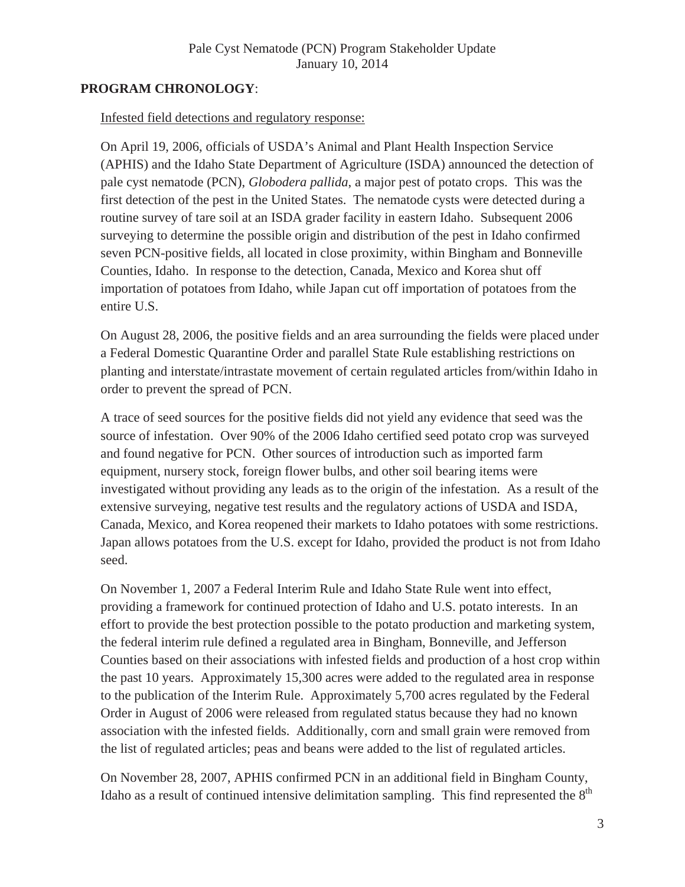Pale Cyst Nematode (PCN) Program Stakeholder Update
January 10, 2014

**PROGRAM CHRONOLOGY**:

Infested field detections and regulatory response:

On April 19, 2006, officials of USDA's Animal and Plant Health Inspection Service (APHIS) and the Idaho State Department of Agriculture (ISDA) announced the detection of pale cyst nematode (PCN), *Globodera pallida*, a major pest of potato crops. This was the first detection of the pest in the United States. The nematode cysts were detected during a routine survey of tare soil at an ISDA grader facility in eastern Idaho. Subsequent 2006 surveying to determine the possible origin and distribution of the pest in Idaho confirmed seven PCN-positive fields, all located in close proximity, within Bingham and Bonneville Counties, Idaho. In response to the detection, Canada, Mexico and Korea shut off importation of potatoes from Idaho, while Japan cut off importation of potatoes from the entire U.S.

On August 28, 2006, the positive fields and an area surrounding the fields were placed under a Federal Domestic Quarantine Order and parallel State Rule establishing restrictions on planting and interstate/intrastate movement of certain regulated articles from/within Idaho in order to prevent the spread of PCN.

A trace of seed sources for the positive fields did not yield any evidence that seed was the source of infestation. Over 90% of the 2006 Idaho certified seed potato crop was surveyed and found negative for PCN. Other sources of introduction such as imported farm equipment, nursery stock, foreign flower bulbs, and other soil bearing items were investigated without providing any leads as to the origin of the infestation. As a result of the extensive surveying, negative test results and the regulatory actions of USDA and ISDA, Canada, Mexico, and Korea reopened their markets to Idaho potatoes with some restrictions. Japan allows potatoes from the U.S. except for Idaho, provided the product is not from Idaho seed.

On November 1, 2007 a Federal Interim Rule and Idaho State Rule went into effect, providing a framework for continued protection of Idaho and U.S. potato interests. In an effort to provide the best protection possible to the potato production and marketing system, the federal interim rule defined a regulated area in Bingham, Bonneville, and Jefferson Counties based on their associations with infested fields and production of a host crop within the past 10 years. Approximately 15,300 acres were added to the regulated area in response to the publication of the Interim Rule. Approximately 5,700 acres regulated by the Federal Order in August of 2006 were released from regulated status because they had no known association with the infested fields. Additionally, corn and small grain were removed from the list of regulated articles; peas and beans were added to the list of regulated articles.

On November 28, 2007, APHIS confirmed PCN in an additional field in Bingham County, Idaho as a result of continued intensive delimitation sampling. This find represented the 8th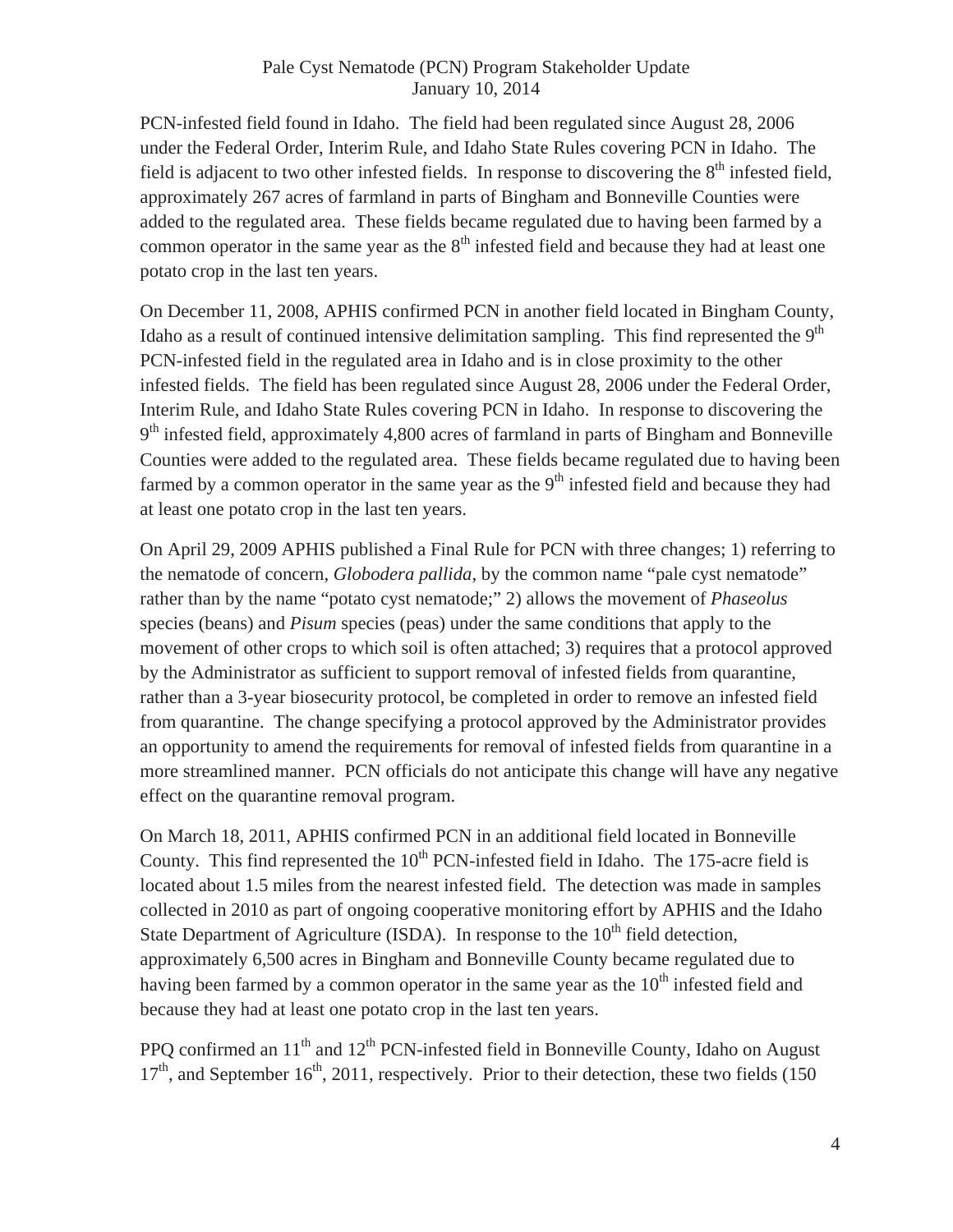PCN-infested field found in Idaho. The field had been regulated since August 28, 2006 under the Federal Order, Interim Rule, and Idaho State Rules covering PCN in Idaho. The field is adjacent to two other infested fields. In response to discovering the 8th infested field, approximately 267 acres of farmland in parts of Bingham and Bonneville Counties were added to the regulated area. These fields became regulated due to having been farmed by a common operator in the same year as the 8th infested field and because they had at least one potato crop in the last ten years.

On December 11, 2008, APHIS confirmed PCN in another field located in Bingham County, Idaho as a result of continued intensive delimitation sampling. This find represented the 9th PCN-infested field in the regulated area in Idaho and is in close proximity to the other infested fields. The field has been regulated since August 28, 2006 under the Federal Order, Interim Rule, and Idaho State Rules covering PCN in Idaho. In response to discovering the 9th infested field, approximately 4,800 acres of farmland in parts of Bingham and Bonneville Counties were added to the regulated area. These fields became regulated due to having been farmed by a common operator in the same year as the 9th infested field and because they had at least one potato crop in the last ten years.

On April 29, 2009 APHIS published a Final Rule for PCN with three changes; 1) referring to the nematode of concern, *Globodera pallida*, by the common name "pale cyst nematode" rather than by the name "potato cyst nematode;" 2) allows the movement of *Phaseolus* species (beans) and *Pisum* species (peas) under the same conditions that apply to the movement of other crops to which soil is often attached; 3) requires that a protocol approved by the Administrator as sufficient to support removal of infested fields from quarantine, rather than a 3-year biosecurity protocol, be completed in order to remove an infested field from quarantine. The change specifying a protocol approved by the Administrator provides an opportunity to amend the requirements for removal of infested fields from quarantine in a more streamlined manner. PCN officials do not anticipate this change will have any negative effect on the quarantine removal program.

On March 18, 2011, APHIS confirmed PCN in an additional field located in Bonneville County. This find represented the 10th PCN-infested field in Idaho. The 175-acre field is located about 1.5 miles from the nearest infested field. The detection was made in samples collected in 2010 as part of ongoing cooperative monitoring effort by APHIS and the Idaho State Department of Agriculture (ISDA). In response to the 10th field detection, approximately 6,500 acres in Bingham and Bonneville County became regulated due to having been farmed by a common operator in the same year as the 10th infested field and because they had at least one potato crop in the last ten years.

PPQ confirmed an 11th and 12th PCN-infested field in Bonneville County, Idaho on August 17th, and September 16th, 2011, respectively. Prior to their detection, these two fields (150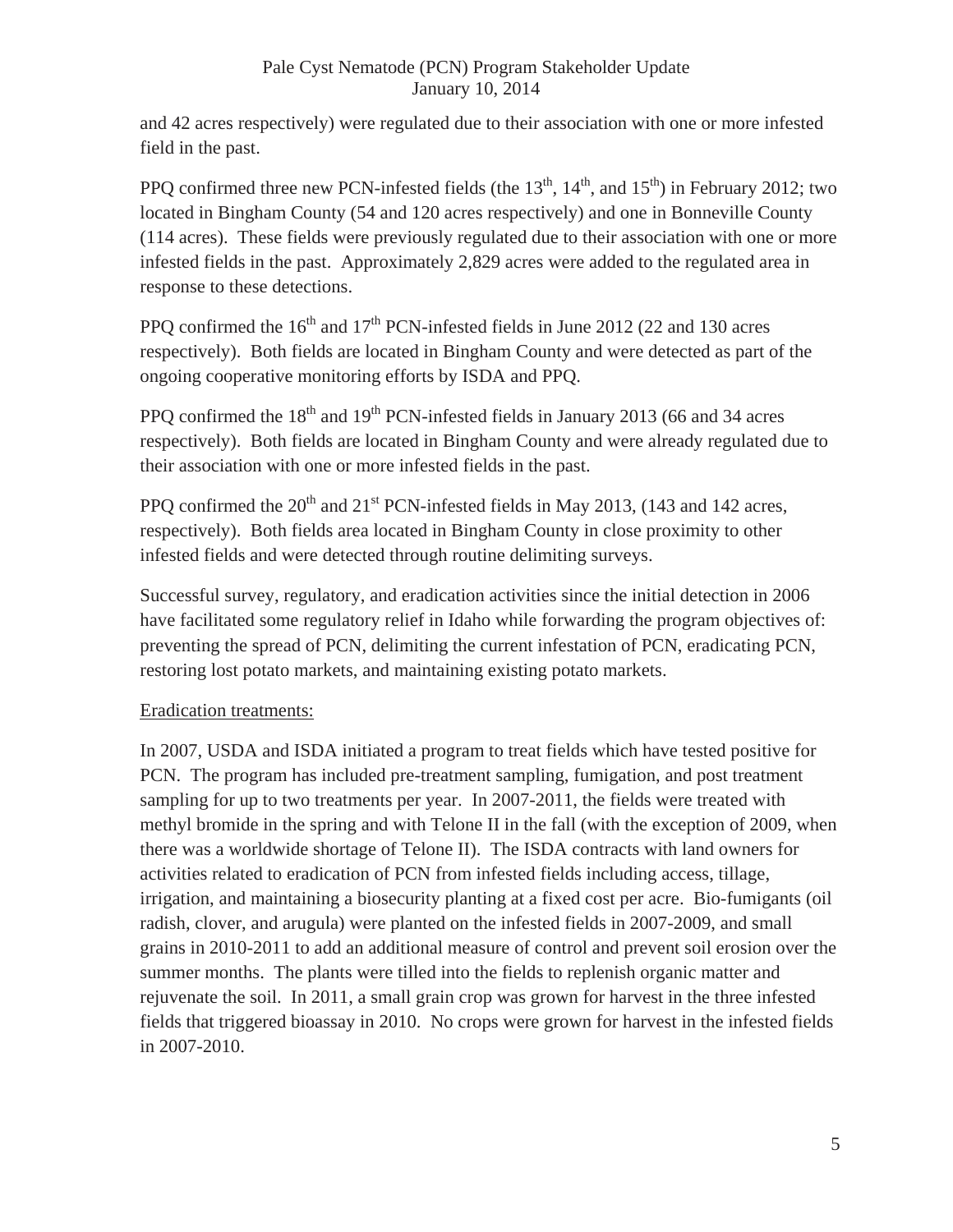and 42 acres respectively) were regulated due to their association with one or more infested field in the past.

PPQ confirmed three new PCN-infested fields (the 13th, 14th, and 15th) in February 2012; two located in Bingham County (54 and 120 acres respectively) and one in Bonneville County (114 acres). These fields were previously regulated due to their association with one or more infested fields in the past. Approximately 2,829 acres were added to the regulated area in response to these detections.

PPQ confirmed the 16th and 17th PCN-infested fields in June 2012 (22 and 130 acres respectively). Both fields are located in Bingham County and were detected as part of the ongoing cooperative monitoring efforts by ISDA and PPQ.

PPQ confirmed the 18th and 19th PCN-infested fields in January 2013 (66 and 34 acres respectively). Both fields are located in Bingham County and were already regulated due to their association with one or more infested fields in the past.

PPQ confirmed the 20th and 21st PCN-infested fields in May 2013, (143 and 142 acres, respectively). Both fields area located in Bingham County in close proximity to other infested fields and were detected through routine delimiting surveys.

Successful survey, regulatory, and eradication activities since the initial detection in 2006 have facilitated some regulatory relief in Idaho while forwarding the program objectives of: preventing the spread of PCN, delimiting the current infestation of PCN, eradicating PCN, restoring lost potato markets, and maintaining existing potato markets.

<u>Eradication treatments:</u>

In 2007, USDA and ISDA initiated a program to treat fields which have tested positive for PCN. The program has included pre-treatment sampling, fumigation, and post treatment sampling for up to two treatments per year. In 2007-2011, the fields were treated with methyl bromide in the spring and with Telone II in the fall (with the exception of 2009, when there was a worldwide shortage of Telone II). The ISDA contracts with land owners for activities related to eradication of PCN from infested fields including access, tillage, irrigation, and maintaining a biosecurity planting at a fixed cost per acre. Bio-fumigants (oil radish, clover, and arugula) were planted on the infested fields in 2007-2009, and small grains in 2010-2011 to add an additional measure of control and prevent soil erosion over the summer months. The plants were tilled into the fields to replenish organic matter and rejuvenate the soil. In 2011, a small grain crop was grown for harvest in the three infested fields that triggered bioassay in 2010. No crops were grown for harvest in the infested fields in 2007-2010.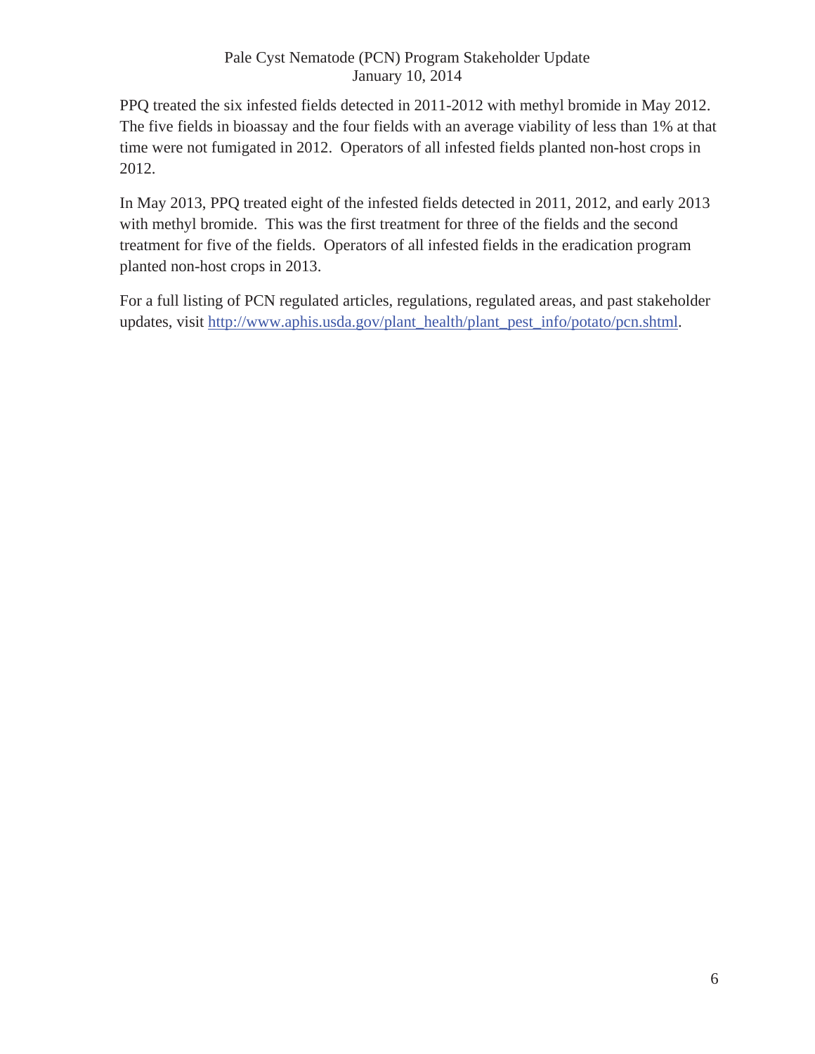PPQ treated the six infested fields detected in 2011-2012 with methyl bromide in May 2012. The five fields in bioassay and the four fields with an average viability of less than 1% at that time were not fumigated in 2012. Operators of all infested fields planted non-host crops in 2012.

In May 2013, PPQ treated eight of the infested fields detected in 2011, 2012, and early 2013 with methyl bromide. This was the first treatment for three of the fields and the second treatment for five of the fields. Operators of all infested fields in the eradication program planted non-host crops in 2013.

For a full listing of PCN regulated articles, regulations, regulated areas, and past stakeholder updates, visit [http://www.aphis.usda.gov/plant_health/plant_pest_info/potato/pcn.shtml](http://www.aphis.usda.gov/plant_health/plant_pest_info/potato/pcn.shtml).